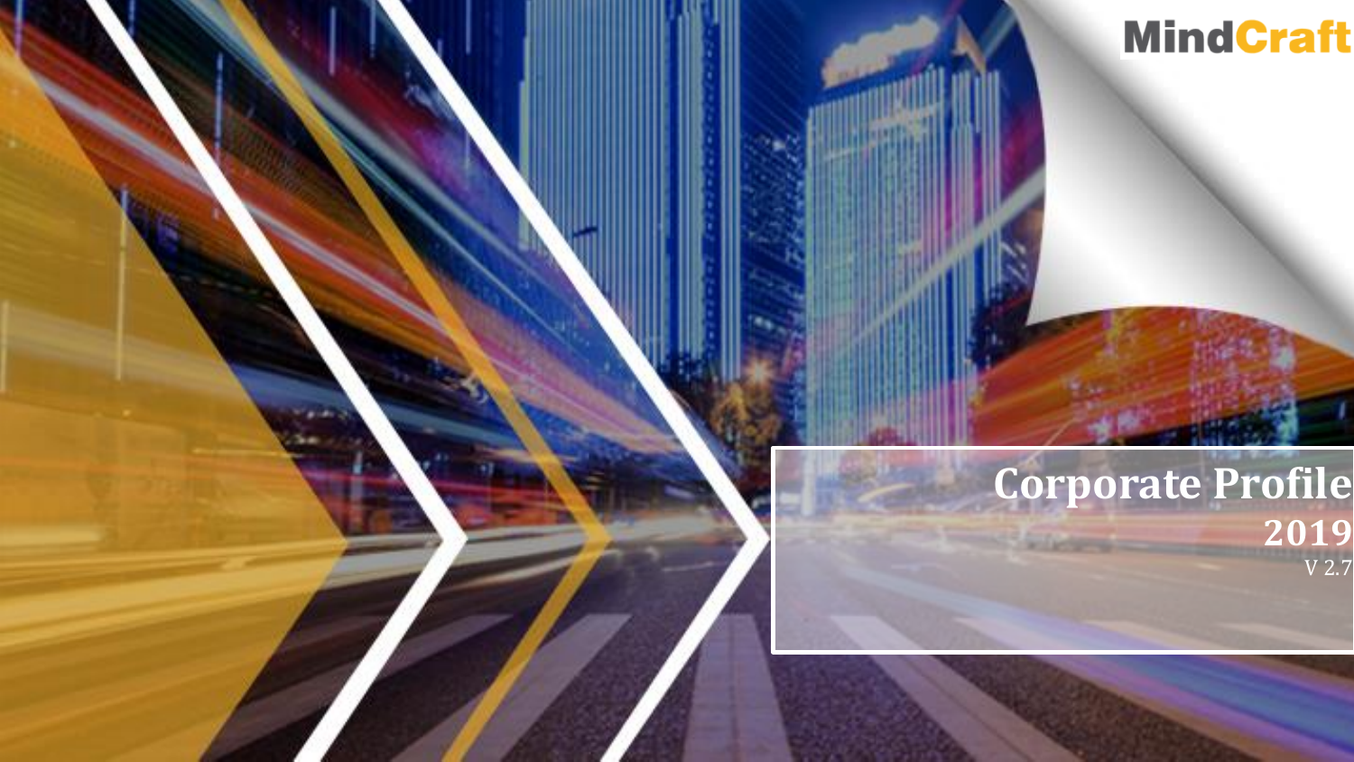MindCraft

# Corporate Profile

## 2019

V 2.7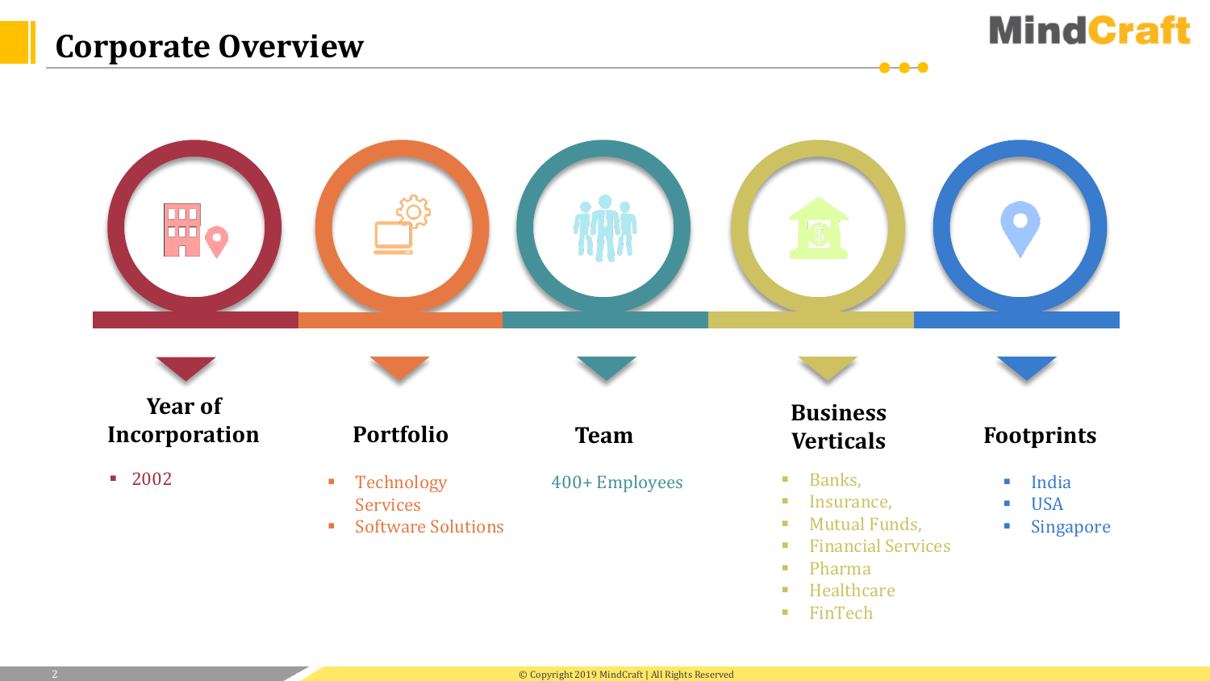# Corporate Overview

### Year of Incorporation

- 2002

### Portfolio

- Technology Services
- Software Solutions

### Team

400+ Employees

### Business Verticals

- Banks,
- Insurance,
- Mutual Funds,
- Financial Services
- Pharma
- Healthcare
- FinTech

### Footprints

- India
- USA
- Singapore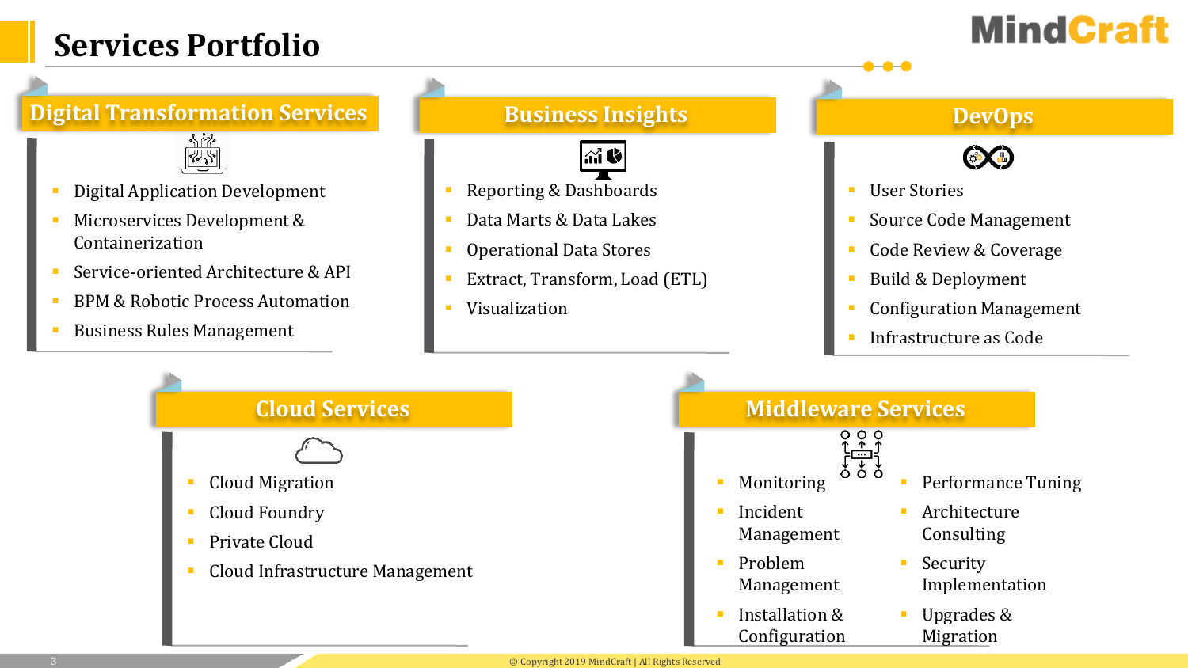# Services Portfolio

## Digital Transformation Services

- Digital Application Development
- Microservices Development & Containerization
- Service-oriented Architecture & API
- BPM & Robotic Process Automation
- Business Rules Management

## Business Insights

- Reporting & Dashboards
- Data Marts & Data Lakes
- Operational Data Stores
- Extract, Transform, Load (ETL)
- Visualization

## DevOps

- User Stories
- Source Code Management
- Code Review & Coverage
- Build & Deployment
- Configuration Management
- Infrastructure as Code

## Cloud Services

- Cloud Migration
- Cloud Foundry
- Private Cloud
- Cloud Infrastructure Management

## Middleware Services

- Monitoring
- Incident Management
- Problem Management
- Installation & Configuration
- Performance Tuning
- Architecture Consulting
- Security Implementation
- Upgrades & Migration

© Copyright 2019 MindCraft | All Rights Reserved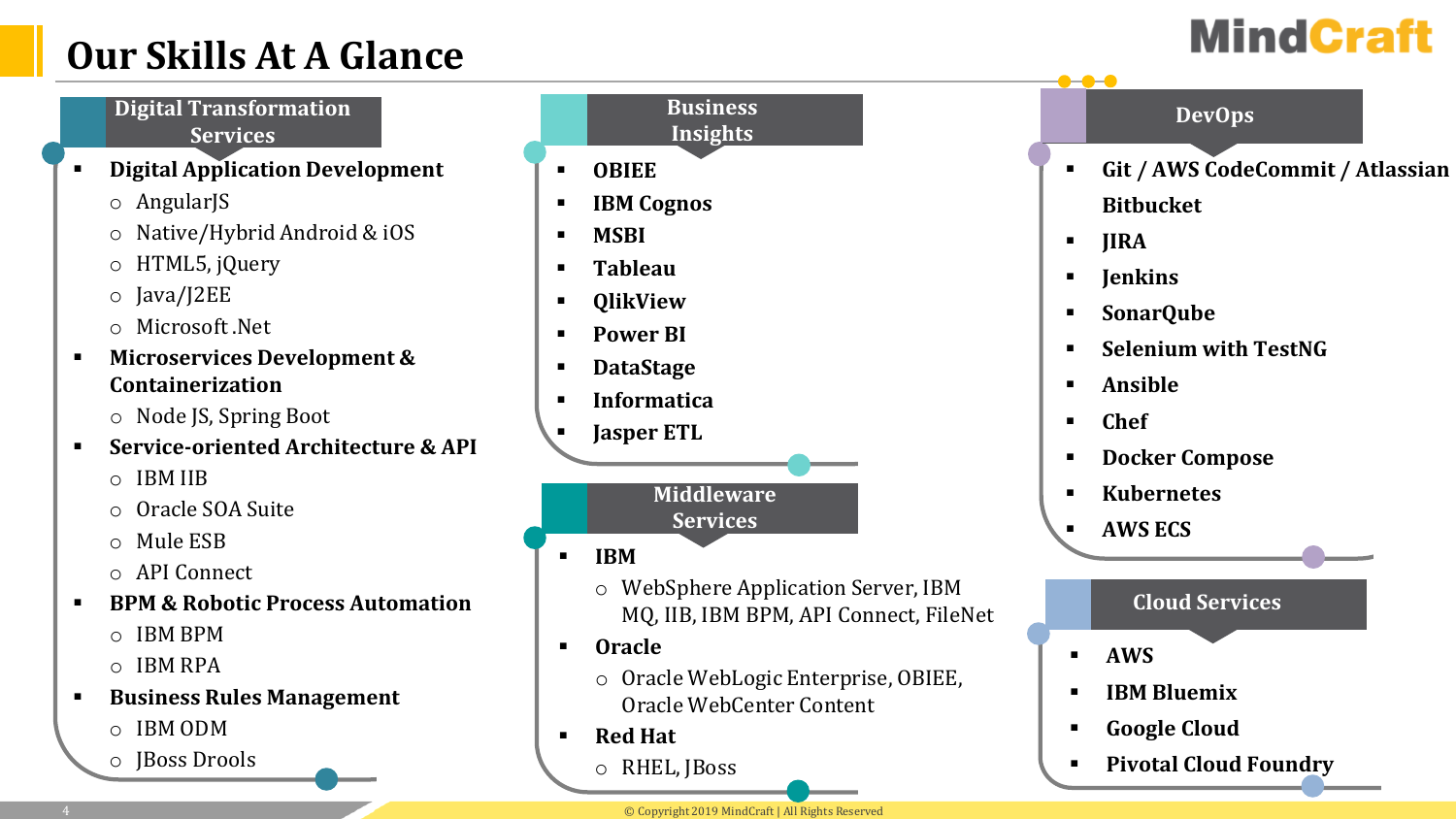# Our Skills At A Glance

## Digital Transformation Services

- **Digital Application Development**
  - AngularJS
  - Native/Hybrid Android & iOS
  - HTML5, jQuery
  - Java/J2EE
  - Microsoft .Net
- **Microservices Development & Containerization**
  - Node JS, Spring Boot
- **Service-oriented Architecture & API**
  - IBM IIB
  - Oracle SOA Suite
  - Mule ESB
  - API Connect
- **BPM & Robotic Process Automation**
  - IBM BPM
  - IBM RPA
- **Business Rules Management**
  - IBM ODM
  - JBoss Drools

## Business Insights

- **OBIEE**
- **IBM Cognos**
- **MSBI**
- **Tableau**
- **QlikView**
- **Power BI**
- **DataStage**
- **Informatica**
- **Jasper ETL**

## Middleware Services

- **IBM**
  - WebSphere Application Server, IBM MQ, IIB, IBM BPM, API Connect, FileNet
- **Oracle**
  - Oracle WebLogic Enterprise, OBIEE, Oracle WebCenter Content
- **Red Hat**
  - RHEL, JBoss

## DevOps

- **Git / AWS CodeCommit / Atlassian Bitbucket**
- **JIRA**
- **Jenkins**
- **SonarQube**
- **Selenium with TestNG**
- **Ansible**
- **Chef**
- **Docker Compose**
- **Kubernetes**
- **AWS ECS**

## Cloud Services

- **AWS**
- **IBM Bluemix**
- **Google Cloud**
- **Pivotal Cloud Foundry**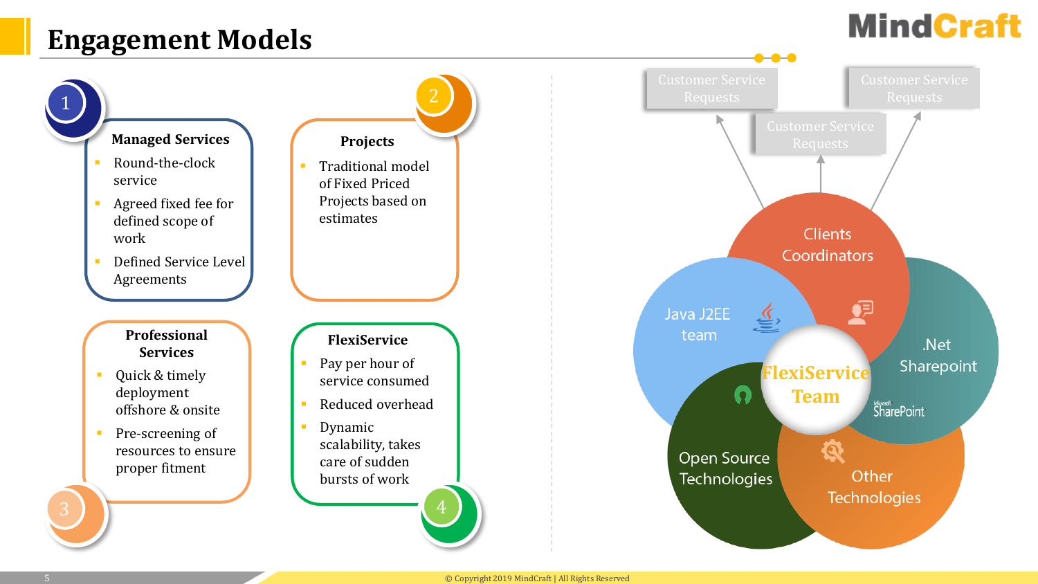# Engagement Models

## 1. Managed Services

- Round-the-clock service
- Agreed fixed fee for defined scope of work
- Defined Service Level Agreements

## 2. Projects

- Traditional model of Fixed Priced Projects based on estimates

## 3. Professional Services

- Quick & timely deployment offshore & onsite
- Pre-screening of resources to ensure proper fitment

## 4. FlexiService

- Pay per hour of service consumed
- Reduced overhead
- Dynamic scalability, takes care of sudden bursts of work

Customer Service Requests

Customer Service Requests

Customer Service Requests

Clients Coordinators

Java J2EE team

.Net Sharepoint

Open Source Technologies

Other Technologies

**FlexiService Team**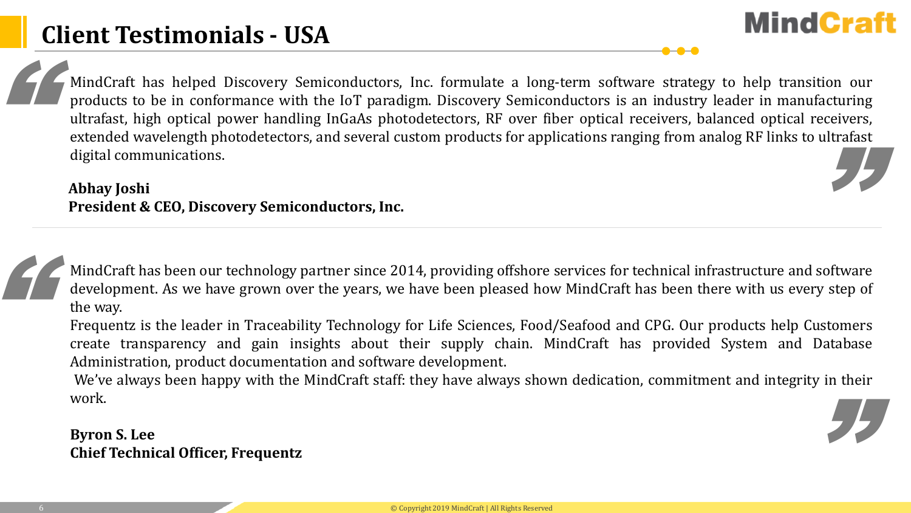# Client Testimonials - USA

> MindCraft has helped Discovery Semiconductors, Inc. formulate a long-term software strategy to help transition our products to be in conformance with the IoT paradigm. Discovery Semiconductors is an industry leader in manufacturing ultrafast, high optical power handling InGaAs photodetectors, RF over fiber optical receivers, balanced optical receivers, extended wavelength photodetectors, and several custom products for applications ranging from analog RF links to ultrafast digital communications.

**Abhay Joshi**
**President & CEO, Discovery Semiconductors, Inc.**

---

> MindCraft has been our technology partner since 2014, providing offshore services for technical infrastructure and software development. As we have grown over the years, we have been pleased how MindCraft has been there with us every step of the way.
>
> Frequentz is the leader in Traceability Technology for Life Sciences, Food/Seafood and CPG. Our products help Customers create transparency and gain insights about their supply chain. MindCraft has provided System and Database Administration, product documentation and software development.
>
> We've always been happy with the MindCraft staff: they have always shown dedication, commitment and integrity in their work.

**Byron S. Lee**
**Chief Technical Officer, Frequentz**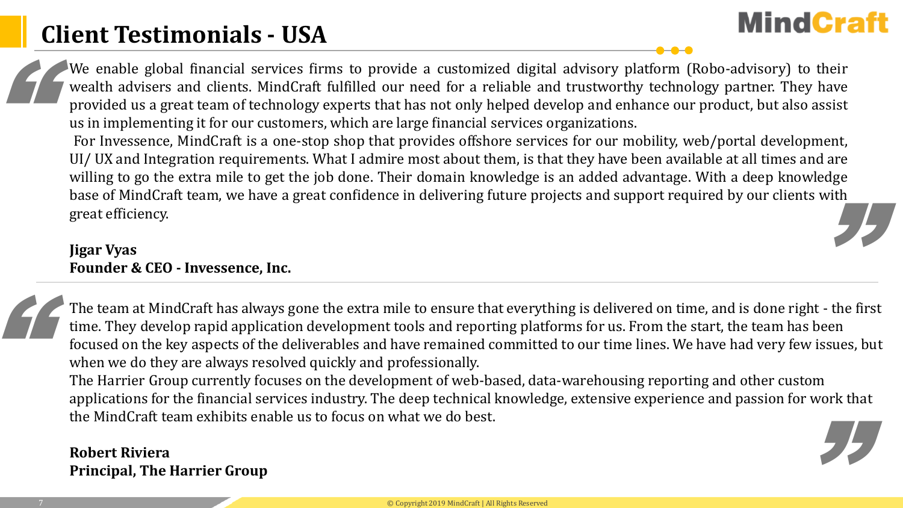# Client Testimonials - USA

We enable global financial services firms to provide a customized digital advisory platform (Robo-advisory) to their wealth advisers and clients. MindCraft fulfilled our need for a reliable and trustworthy technology partner. They have provided us a great team of technology experts that has not only helped develop and enhance our product, but also assist us in implementing it for our customers, which are large financial services organizations.

For Invessence, MindCraft is a one-stop shop that provides offshore services for our mobility, web/portal development, UI/ UX and Integration requirements. What I admire most about them, is that they have been available at all times and are willing to go the extra mile to get the job done. Their domain knowledge is an added advantage. With a deep knowledge base of MindCraft team, we have a great confidence in delivering future projects and support required by our clients with great efficiency.

**Jigar Vyas**
**Founder & CEO - Invessence, Inc.**

---

The team at MindCraft has always gone the extra mile to ensure that everything is delivered on time, and is done right - the first time. They develop rapid application development tools and reporting platforms for us. From the start, the team has been focused on the key aspects of the deliverables and have remained committed to our time lines. We have had very few issues, but when we do they are always resolved quickly and professionally.

The Harrier Group currently focuses on the development of web-based, data-warehousing reporting and other custom applications for the financial services industry. The deep technical knowledge, extensive experience and passion for work that the MindCraft team exhibits enable us to focus on what we do best.

**Robert Riviera**
**Principal, The Harrier Group**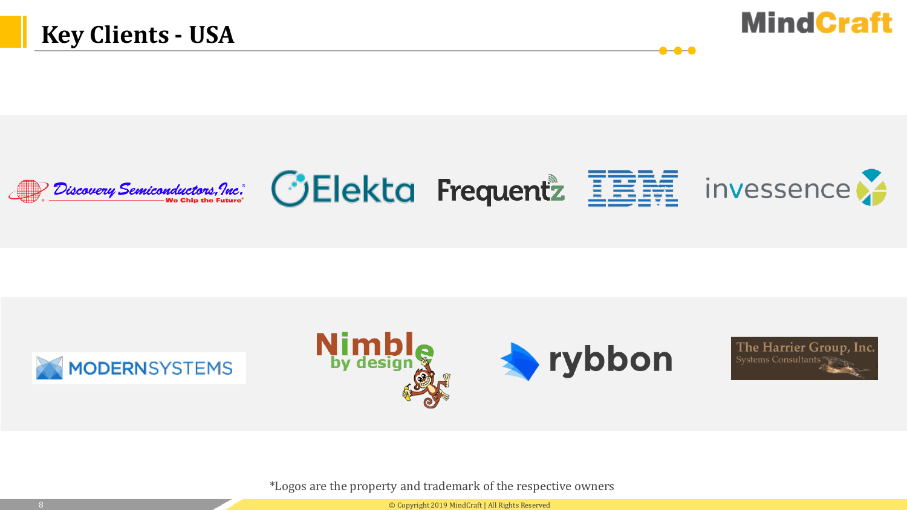# Key Clients - USA

Discovery Semiconductors, Inc. — We Chip the Future®

Elekta

Frequentz

IBM

invessence

MODERNSYSTEMS

Nimble by design

rybbon

The Harrier Group, Inc. Systems Consultants

*Logos are the property and trademark of the respective owners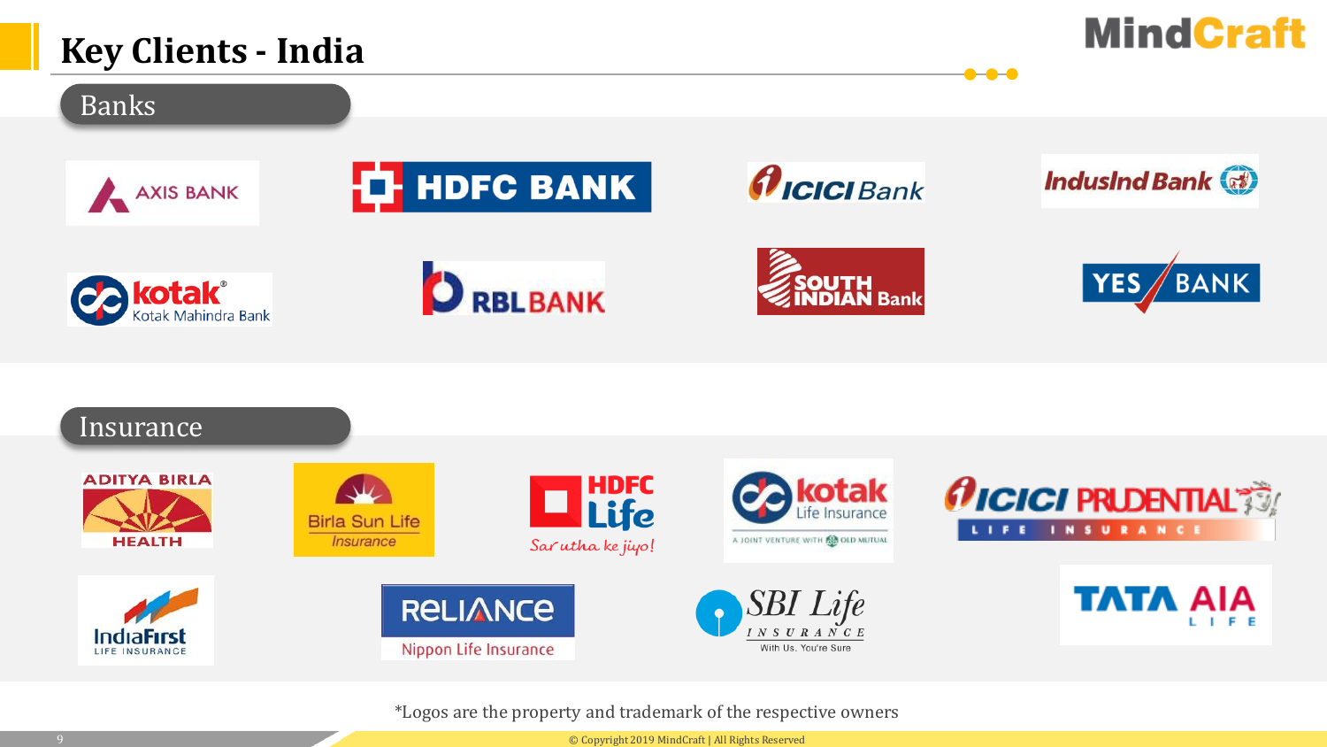# Key Clients - India

## Banks

- AXIS BANK
- HDFC BANK
- ICICI Bank
- IndusInd Bank
- kotak Kotak Mahindra Bank
- RBL BANK
- SOUTH INDIAN Bank
- YES BANK

## Insurance

- ADITYA BIRLA HEALTH
- Birla Sun Life Insurance
- HDFC Life Sar utha ke jiyo!
- kotak Life Insurance A JOINT VENTURE WITH OLD MUTUAL
- ICICI PRUDENTIAL LIFE INSURANCE
- IndiaFirst LIFE INSURANCE
- RELIANCE Nippon Life Insurance
- SBI Life INSURANCE With Us, You're Sure
- TATA AIA LIFE

*Logos are the property and trademark of the respective owners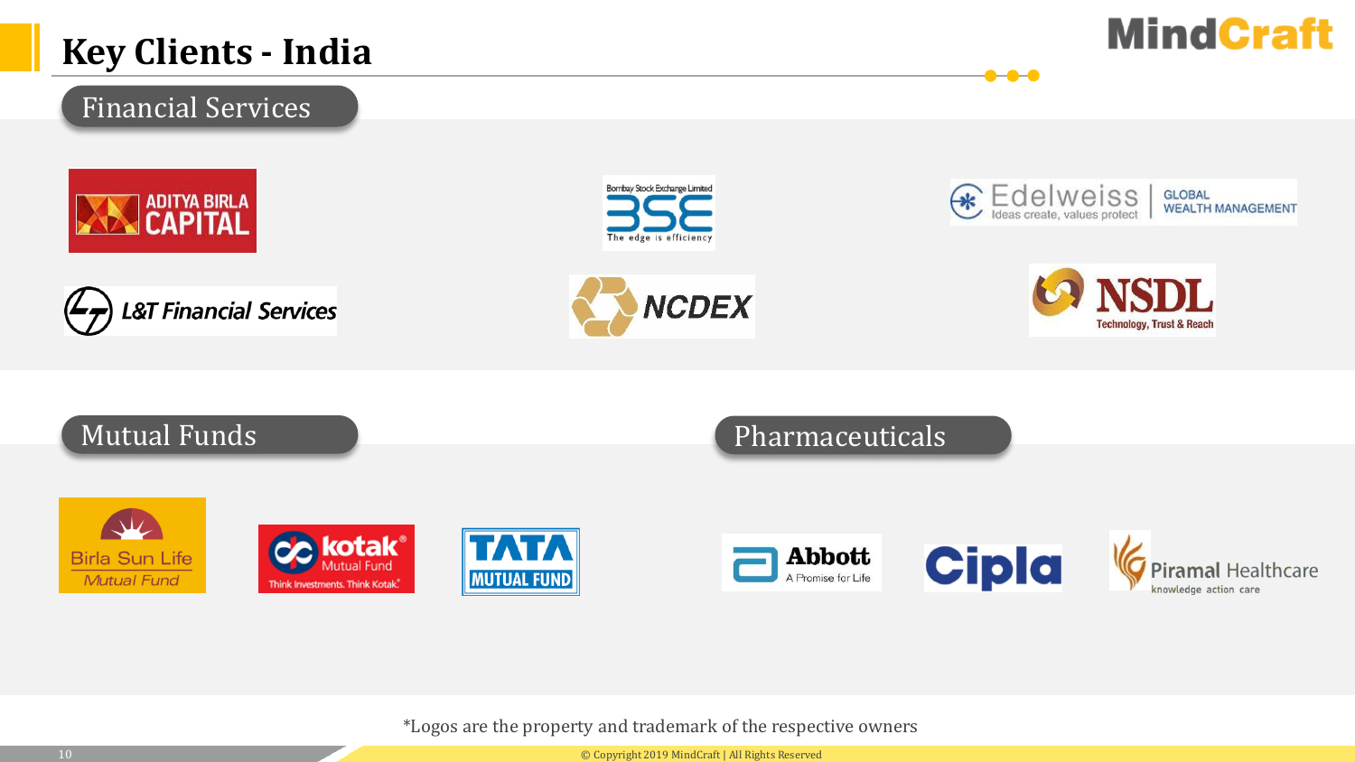# Key Clients - India

## Financial Services

- ADITYA BIRLA CAPITAL
- BSE (Bombay Stock Exchange Limited — The edge is efficiency)
- Edelweiss — Ideas create, values protect | GLOBAL WEALTH MANAGEMENT
- L&T Financial Services
- NCDEX
- NSDL — Technology, Trust & Reach

## Mutual Funds

- Birla Sun Life Mutual Fund
- kotak Mutual Fund — Think Investments. Think Kotak.
- TATA MUTUAL FUND

## Pharmaceuticals

- Abbott — A Promise for Life
- Cipla
- Piramal Healthcare — knowledge action care

*Logos are the property and trademark of the respective owners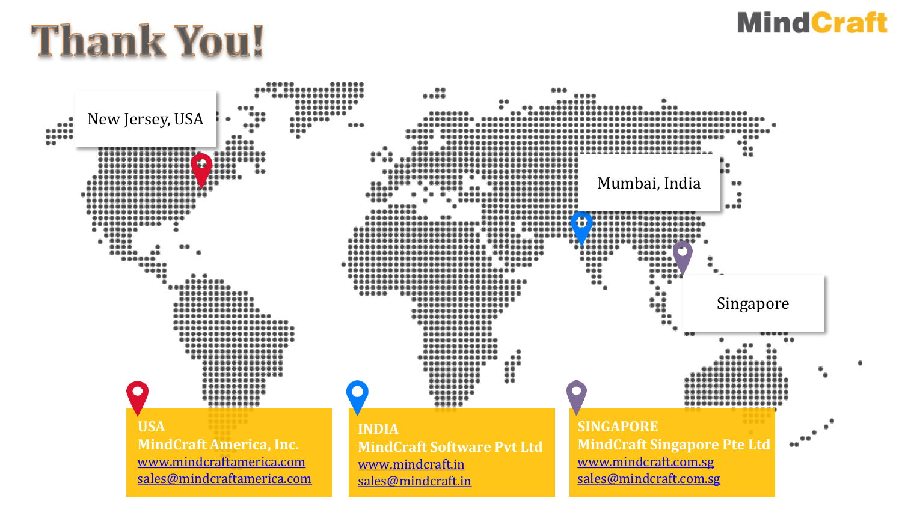# Thank You!

MindCraft

New Jersey, USA

Mumbai, India

Singapore

**USA**
**MindCraft America, Inc.**
www.mindcraftamerica.com
sales@mindcraftamerica.com

**INDIA**
**MindCraft Software Pvt Ltd**
www.mindcraft.in
sales@mindcraft.in

**SINGAPORE**
**MindCraft Singapore Pte Ltd**
www.mindcraft.com.sg
sales@mindcraft.com.sg